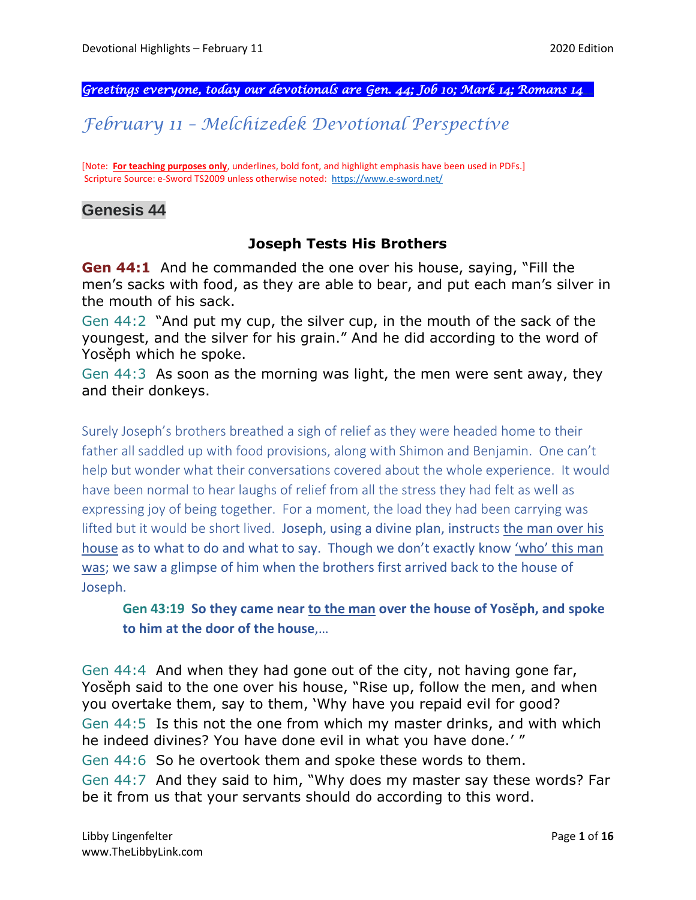*Greetings everyone, today our devotionals are Gen. 44; Job 10; Mark 14; Romans 14*

# *February 11 – Melchizedek Devotional Perspective*

[Note: **For teaching purposes only**, underlines, bold font, and highlight emphasis have been used in PDFs.]
Scripture Source: e-Sword TS2009 unless otherwise noted: https://www.e-sword.net/

## Genesis 44

### Joseph Tests His Brothers

**Gen 44:1** And he commanded the one over his house, saying, "Fill the men's sacks with food, as they are able to bear, and put each man's silver in the mouth of his sack.

Gen 44:2 "And put my cup, the silver cup, in the mouth of the sack of the youngest, and the silver for his grain." And he did according to the word of Yosěph which he spoke.

Gen 44:3 As soon as the morning was light, the men were sent away, they and their donkeys.

Surely Joseph's brothers breathed a sigh of relief as they were headed home to their father all saddled up with food provisions, along with Shimon and Benjamin. One can't help but wonder what their conversations covered about the whole experience. It would have been normal to hear laughs of relief from all the stress they had felt as well as expressing joy of being together. For a moment, the load they had been carrying was lifted but it would be short lived. Joseph, using a divine plan, instructs the man over his house as to what to do and what to say. Though we don't exactly know 'who' this man was; we saw a glimpse of him when the brothers first arrived back to the house of Joseph.

> **Gen 43:19 So they came near to the man over the house of Yosěph, and spoke to him at the door of the house,…**

Gen 44:4 And when they had gone out of the city, not having gone far, Yosěph said to the one over his house, "Rise up, follow the men, and when you overtake them, say to them, 'Why have you repaid evil for good?

Gen 44:5 Is this not the one from which my master drinks, and with which he indeed divines? You have done evil in what you have done.' "

Gen 44:6 So he overtook them and spoke these words to them.

Gen 44:7 And they said to him, "Why does my master say these words? Far be it from us that your servants should do according to this word.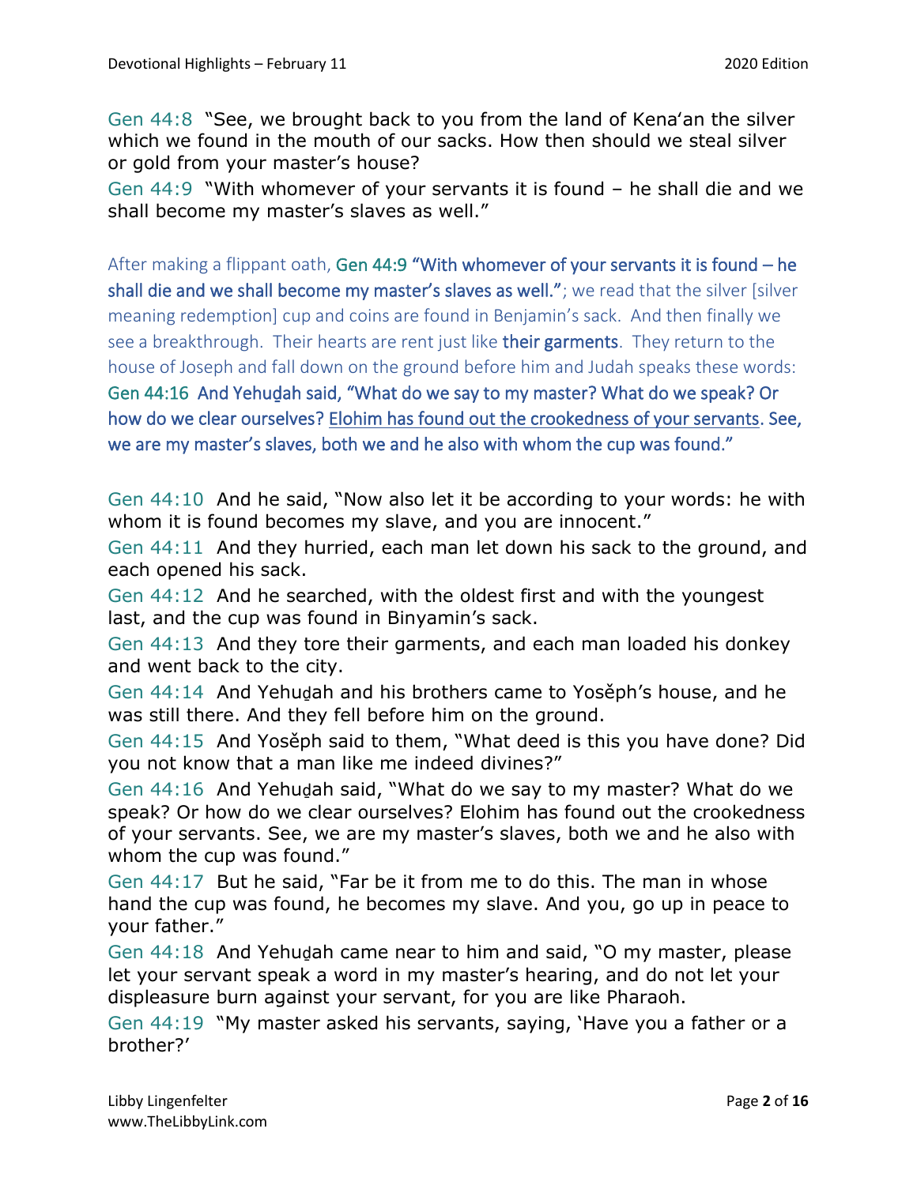Gen 44:8 "See, we brought back to you from the land of Kena'an the silver which we found in the mouth of our sacks. How then should we steal silver or gold from your master's house?

Gen 44:9 "With whomever of your servants it is found – he shall die and we shall become my master's slaves as well."

After making a flippant oath, **Gen 44:9 "With whomever of your servants it is found – he shall die and we shall become my master's slaves as well."**; we read that the silver [silver meaning redemption] cup and coins are found in Benjamin's sack. And then finally we see a breakthrough. Their hearts are rent just like **their garments**. They return to the house of Joseph and fall down on the ground before him and Judah speaks these words: **Gen 44:16 And Yehuḏah said, "What do we say to my master? What do we speak? Or how do we clear ourselves? Elohim has found out the crookedness of your servants. See, we are my master's slaves, both we and he also with whom the cup was found."**

Gen 44:10 And he said, "Now also let it be according to your words: he with whom it is found becomes my slave, and you are innocent."

Gen 44:11 And they hurried, each man let down his sack to the ground, and each opened his sack.

Gen 44:12 And he searched, with the oldest first and with the youngest last, and the cup was found in Binyamin's sack.

Gen 44:13 And they tore their garments, and each man loaded his donkey and went back to the city.

Gen 44:14 And Yehuḏah and his brothers came to Yosěph's house, and he was still there. And they fell before him on the ground.

Gen 44:15 And Yosěph said to them, "What deed is this you have done? Did you not know that a man like me indeed divines?"

Gen 44:16 And Yehuḏah said, "What do we say to my master? What do we speak? Or how do we clear ourselves? Elohim has found out the crookedness of your servants. See, we are my master's slaves, both we and he also with whom the cup was found."

Gen 44:17 But he said, "Far be it from me to do this. The man in whose hand the cup was found, he becomes my slave. And you, go up in peace to your father."

Gen 44:18 And Yehuḏah came near to him and said, "O my master, please let your servant speak a word in my master's hearing, and do not let your displeasure burn against your servant, for you are like Pharaoh.

Gen 44:19 "My master asked his servants, saying, 'Have you a father or a brother?'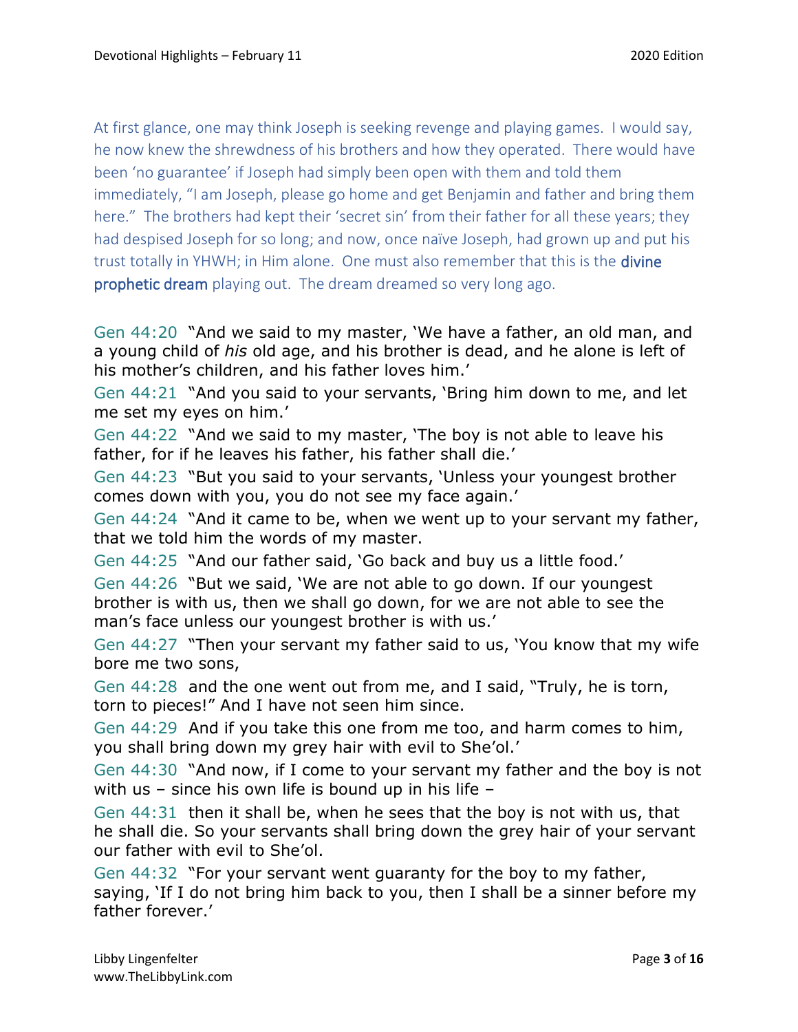At first glance, one may think Joseph is seeking revenge and playing games. I would say, he now knew the shrewdness of his brothers and how they operated. There would have been 'no guarantee' if Joseph had simply been open with them and told them immediately, "I am Joseph, please go home and get Benjamin and father and bring them here." The brothers had kept their 'secret sin' from their father for all these years; they had despised Joseph for so long; and now, once naïve Joseph, had grown up and put his trust totally in YHWH; in Him alone. One must also remember that this is the **divine prophetic dream** playing out. The dream dreamed so very long ago.

Gen 44:20 "And we said to my master, 'We have a father, an old man, and a young child of *his* old age, and his brother is dead, and he alone is left of his mother's children, and his father loves him.'

Gen 44:21 "And you said to your servants, 'Bring him down to me, and let me set my eyes on him.'

Gen 44:22 "And we said to my master, 'The boy is not able to leave his father, for if he leaves his father, his father shall die.'

Gen 44:23 "But you said to your servants, 'Unless your youngest brother comes down with you, you do not see my face again.'

Gen 44:24 "And it came to be, when we went up to your servant my father, that we told him the words of my master.

Gen 44:25 "And our father said, 'Go back and buy us a little food.'

Gen 44:26 "But we said, 'We are not able to go down. If our youngest brother is with us, then we shall go down, for we are not able to see the man's face unless our youngest brother is with us.'

Gen 44:27 "Then your servant my father said to us, 'You know that my wife bore me two sons,

Gen 44:28 and the one went out from me, and I said, "Truly, he is torn, torn to pieces!" And I have not seen him since.

Gen 44:29 And if you take this one from me too, and harm comes to him, you shall bring down my grey hair with evil to She'ol.'

Gen 44:30 "And now, if I come to your servant my father and the boy is not with us – since his own life is bound up in his life –

Gen 44:31 then it shall be, when he sees that the boy is not with us, that he shall die. So your servants shall bring down the grey hair of your servant our father with evil to She'ol.

Gen 44:32 "For your servant went guaranty for the boy to my father, saying, 'If I do not bring him back to you, then I shall be a sinner before my father forever.'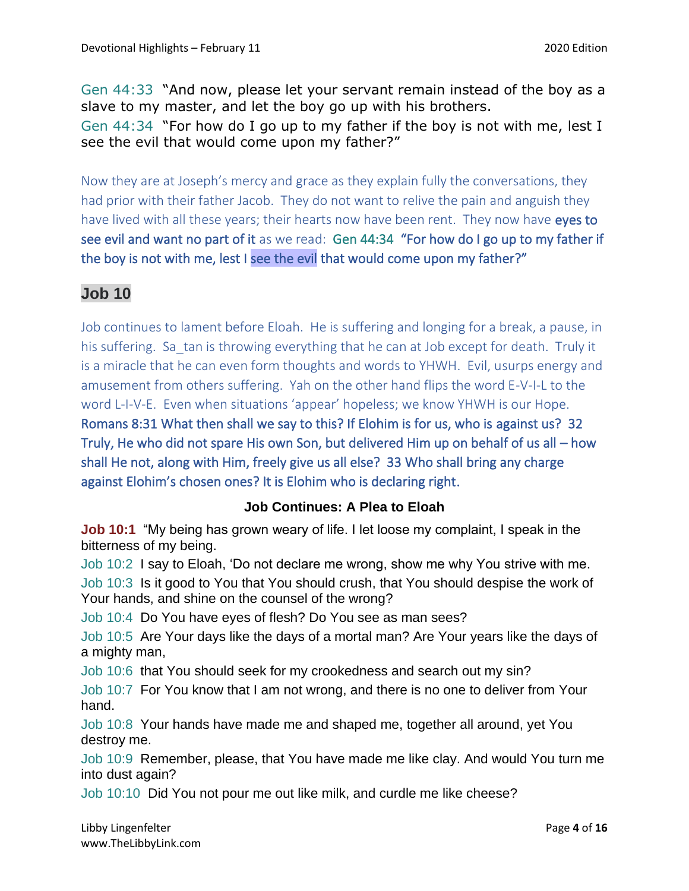Gen 44:33 "And now, please let your servant remain instead of the boy as a slave to my master, and let the boy go up with his brothers.

Gen 44:34 "For how do I go up to my father if the boy is not with me, lest I see the evil that would come upon my father?"

Now they are at Joseph's mercy and grace as they explain fully the conversations, they had prior with their father Jacob. They do not want to relive the pain and anguish they have lived with all these years; their hearts now have been rent. They now have **eyes to see evil and want no part of it** as we read: **Gen 44:34 "For how do I go up to my father if the boy is not with me, lest I see the evil that would come upon my father?"**

## Job 10

Job continues to lament before Eloah. He is suffering and longing for a break, a pause, in his suffering. Sa_tan is throwing everything that he can at Job except for death. Truly it is a miracle that he can even form thoughts and words to YHWH. Evil, usurps energy and amusement from others suffering. Yah on the other hand flips the word E-V-I-L to the word L-I-V-E. Even when situations 'appear' hopeless; we know YHWH is our Hope. **Romans 8:31 What then shall we say to this? If Elohim is for us, who is against us? 32 Truly, He who did not spare His own Son, but delivered Him up on behalf of us all – how shall He not, along with Him, freely give us all else? 33 Who shall bring any charge against Elohim's chosen ones? It is Elohim who is declaring right.**

### Job Continues: A Plea to Eloah

**Job 10:1** "My being has grown weary of life. I let loose my complaint, I speak in the bitterness of my being.

Job 10:2 I say to Eloah, 'Do not declare me wrong, show me why You strive with me.

Job 10:3 Is it good to You that You should crush, that You should despise the work of Your hands, and shine on the counsel of the wrong?

Job 10:4 Do You have eyes of flesh? Do You see as man sees?

Job 10:5 Are Your days like the days of a mortal man? Are Your years like the days of a mighty man,

Job 10:6 that You should seek for my crookedness and search out my sin?

Job 10:7 For You know that I am not wrong, and there is no one to deliver from Your hand.

Job 10:8 Your hands have made me and shaped me, together all around, yet You destroy me.

Job 10:9 Remember, please, that You have made me like clay. And would You turn me into dust again?

Job 10:10 Did You not pour me out like milk, and curdle me like cheese?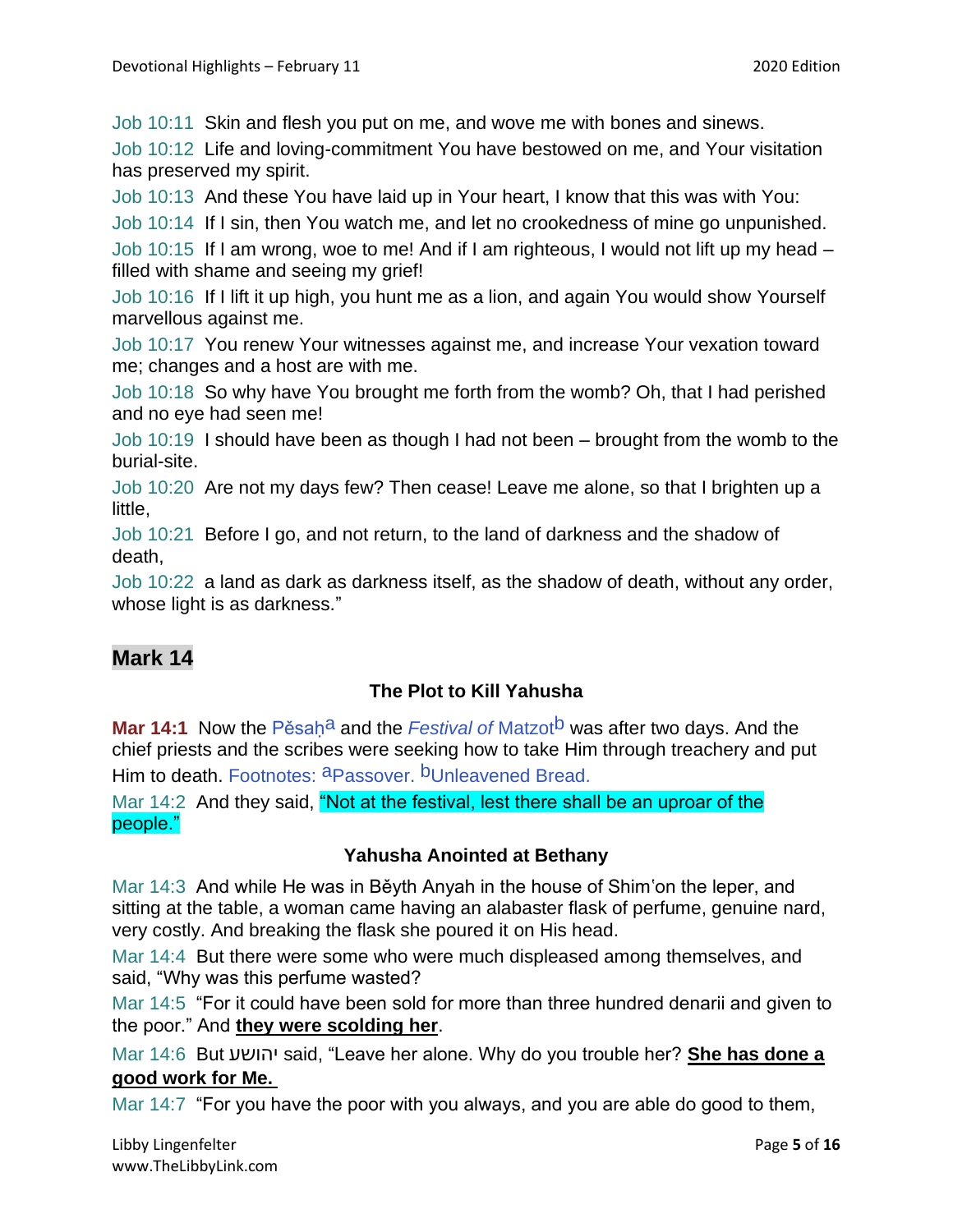Job 10:11 Skin and flesh you put on me, and wove me with bones and sinews.

Job 10:12 Life and loving-commitment You have bestowed on me, and Your visitation has preserved my spirit.

Job 10:13 And these You have laid up in Your heart, I know that this was with You:

Job 10:14 If I sin, then You watch me, and let no crookedness of mine go unpunished.

Job 10:15 If I am wrong, woe to me! And if I am righteous, I would not lift up my head – filled with shame and seeing my grief!

Job 10:16 If I lift it up high, you hunt me as a lion, and again You would show Yourself marvellous against me.

Job 10:17 You renew Your witnesses against me, and increase Your vexation toward me; changes and a host are with me.

Job 10:18 So why have You brought me forth from the womb? Oh, that I had perished and no eye had seen me!

Job 10:19 I should have been as though I had not been – brought from the womb to the burial-site.

Job 10:20 Are not my days few? Then cease! Leave me alone, so that I brighten up a little,

Job 10:21 Before I go, and not return, to the land of darkness and the shadow of death,

Job 10:22 a land as dark as darkness itself, as the shadow of death, without any order, whose light is as darkness."

## Mark 14

### The Plot to Kill Yahusha

**Mar 14:1** Now the Pěsaḥ[a] and the *Festival of* Matzot[b] was after two days. And the chief priests and the scribes were seeking how to take Him through treachery and put Him to death. Footnotes: [a]Passover. [b]Unleavened Bread.

Mar 14:2 And they said, "Not at the festival, lest there shall be an uproar of the people."

### Yahusha Anointed at Bethany

Mar 14:3 And while He was in Běyth Anyah in the house of Shim'on the leper, and sitting at the table, a woman came having an alabaster flask of perfume, genuine nard, very costly. And breaking the flask she poured it on His head.

Mar 14:4 But there were some who were much displeased among themselves, and said, "Why was this perfume wasted?

Mar 14:5 "For it could have been sold for more than three hundred denarii and given to the poor." And **they were scolding her**.

Mar 14:6 But יהושע said, "Leave her alone. Why do you trouble her? **She has done a good work for Me.**

Mar 14:7 "For you have the poor with you always, and you are able do good to them,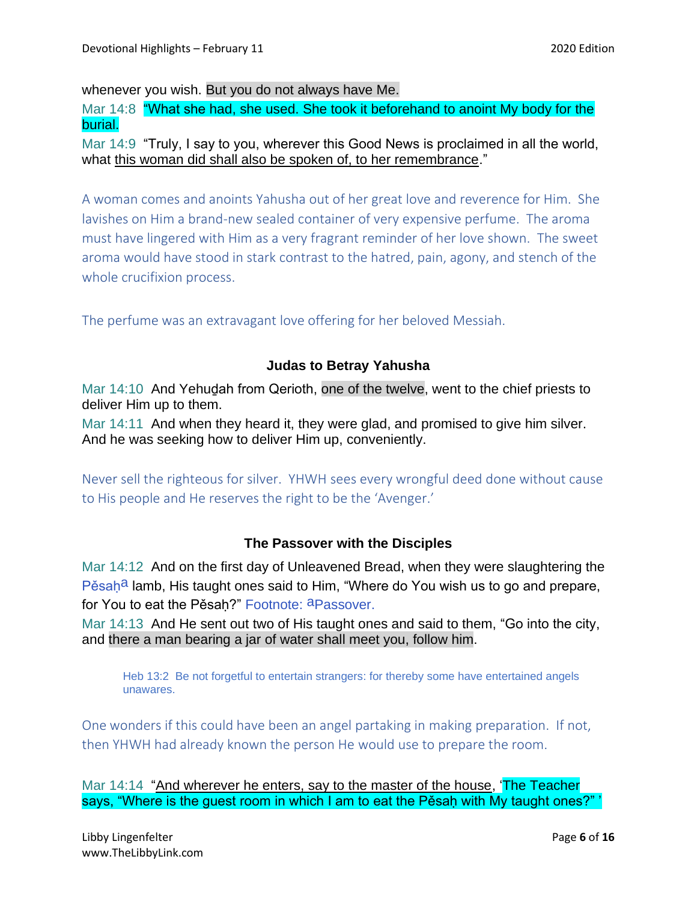whenever you wish. But you do not always have Me.

Mar 14:8 "What she had, she used. She took it beforehand to anoint My body for the burial.

Mar 14:9 "Truly, I say to you, wherever this Good News is proclaimed in all the world, what this woman did shall also be spoken of, to her remembrance."

A woman comes and anoints Yahusha out of her great love and reverence for Him. She lavishes on Him a brand-new sealed container of very expensive perfume. The aroma must have lingered with Him as a very fragrant reminder of her love shown. The sweet aroma would have stood in stark contrast to the hatred, pain, agony, and stench of the whole crucifixion process.

The perfume was an extravagant love offering for her beloved Messiah.

### Judas to Betray Yahusha

Mar 14:10 And Yehuḏah from Qerioth, one of the twelve, went to the chief priests to deliver Him up to them.

Mar 14:11 And when they heard it, they were glad, and promised to give him silver. And he was seeking how to deliver Him up, conveniently.

Never sell the righteous for silver. YHWH sees every wrongful deed done without cause to His people and He reserves the right to be the 'Avenger.'

### The Passover with the Disciples

Mar 14:12 And on the first day of Unleavened Bread, when they were slaughtering the Pěsaḥ[a] lamb, His taught ones said to Him, "Where do You wish us to go and prepare, for You to eat the Pěsaḥ?" Footnote: [a]Passover.

Mar 14:13 And He sent out two of His taught ones and said to them, "Go into the city, and there a man bearing a jar of water shall meet you, follow him.

> Heb 13:2 Be not forgetful to entertain strangers: for thereby some have entertained angels unawares.

One wonders if this could have been an angel partaking in making preparation. If not, then YHWH had already known the person He would use to prepare the room.

Mar 14:14 "And wherever he enters, say to the master of the house, 'The Teacher says, "Where is the guest room in which I am to eat the Pěsaḥ with My taught ones?" '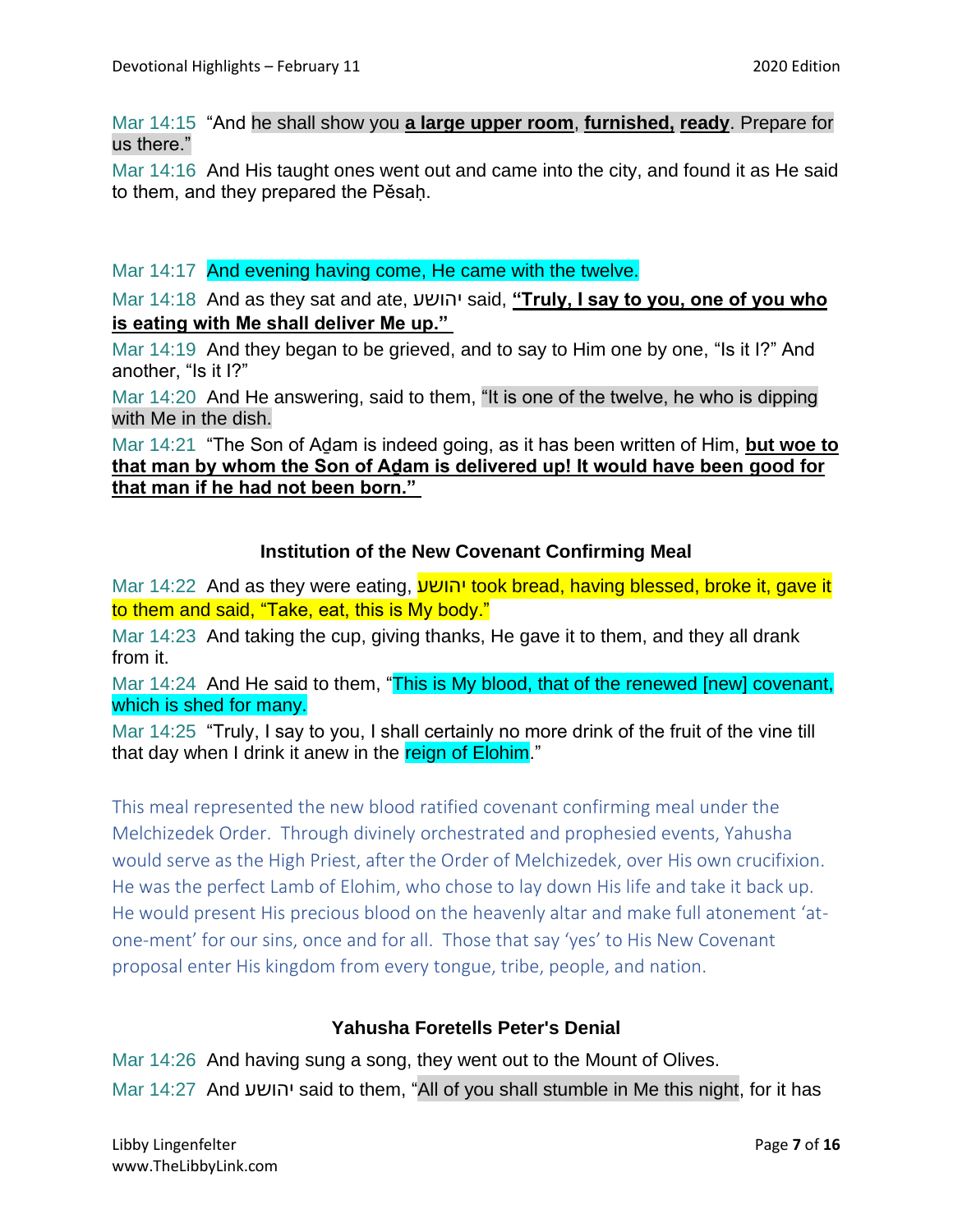Mar 14:15 "And he shall show you **a large upper room**, **furnished,** **ready**. Prepare for us there."

Mar 14:16 And His taught ones went out and came into the city, and found it as He said to them, and they prepared the Pĕsaḥ.

Mar 14:17 And evening having come, He came with the twelve.

Mar 14:18 And as they sat and ate, יהושע said, **"Truly, I say to you, one of you who is eating with Me shall deliver Me up."**

Mar 14:19 And they began to be grieved, and to say to Him one by one, "Is it I?" And another, "Is it I?"

Mar 14:20 And He answering, said to them, "It is one of the twelve, he who is dipping with Me in the dish.

Mar 14:21 "The Son of Aḏam is indeed going, as it has been written of Him, **but woe to that man by whom the Son of Aḏam is delivered up! It would have been good for that man if he had not been born."**

### Institution of the New Covenant Confirming Meal

Mar 14:22 And as they were eating, יהושע took bread, having blessed, broke it, gave it to them and said, "Take, eat, this is My body."

Mar 14:23 And taking the cup, giving thanks, He gave it to them, and they all drank from it.

Mar 14:24 And He said to them, "This is My blood, that of the renewed [new] covenant, which is shed for many.

Mar 14:25 "Truly, I say to you, I shall certainly no more drink of the fruit of the vine till that day when I drink it anew in the reign of Elohim."

This meal represented the new blood ratified covenant confirming meal under the Melchizedek Order. Through divinely orchestrated and prophesied events, Yahusha would serve as the High Priest, after the Order of Melchizedek, over His own crucifixion. He was the perfect Lamb of Elohim, who chose to lay down His life and take it back up. He would present His precious blood on the heavenly altar and make full atonement 'at-one-ment' for our sins, once and for all. Those that say 'yes' to His New Covenant proposal enter His kingdom from every tongue, tribe, people, and nation.

### Yahusha Foretells Peter's Denial

Mar 14:26 And having sung a song, they went out to the Mount of Olives.

Mar 14:27 And יהושע said to them, "All of you shall stumble in Me this night, for it has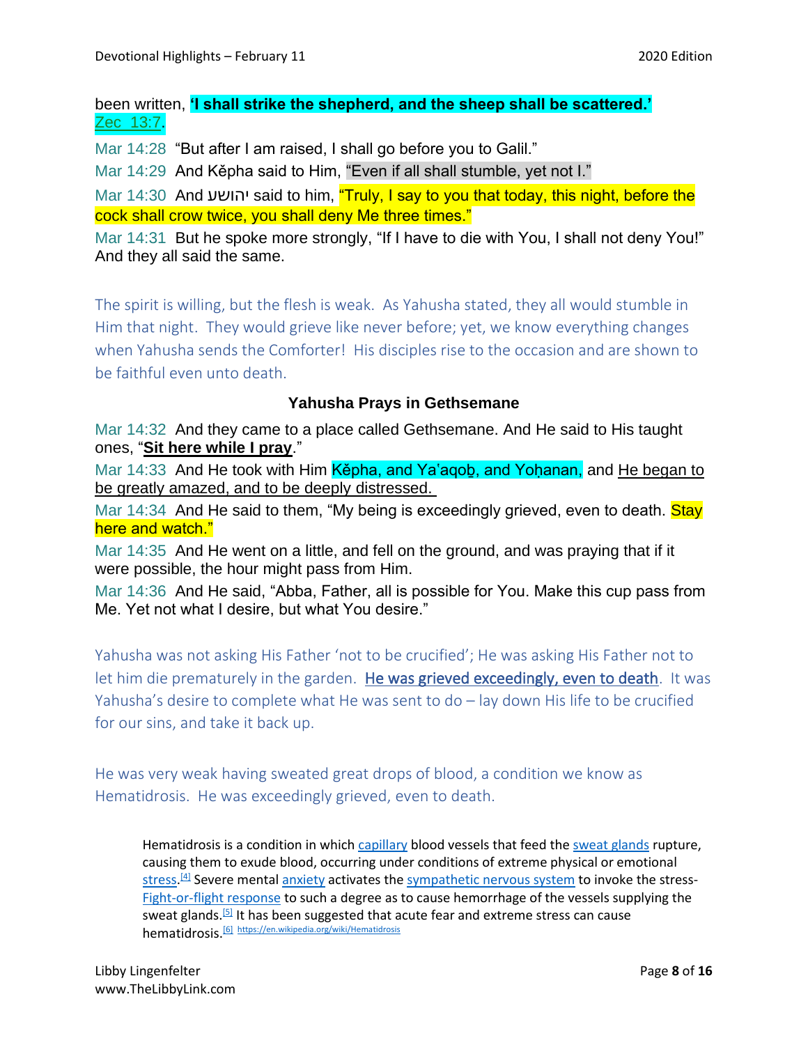been written, **'I shall strike the shepherd, and the sheep shall be scattered.'** Zec_13:7.

Mar 14:28 "But after I am raised, I shall go before you to Galil."

Mar 14:29 And Kěpha said to Him, "Even if all shall stumble, yet not I."

Mar 14:30 And יהושע said to him, "Truly, I say to you that today, this night, before the cock shall crow twice, you shall deny Me three times."

Mar 14:31 But he spoke more strongly, "If I have to die with You, I shall not deny You!" And they all said the same.

The spirit is willing, but the flesh is weak. As Yahusha stated, they all would stumble in Him that night. They would grieve like never before; yet, we know everything changes when Yahusha sends the Comforter! His disciples rise to the occasion and are shown to be faithful even unto death.

### Yahusha Prays in Gethsemane

Mar 14:32 And they came to a place called Gethsemane. And He said to His taught ones, "**Sit here while I pray**."

Mar 14:33 And He took with Him Kěpha, and Ya'aqoḇ, and Yoḥanan, and He began to be greatly amazed, and to be deeply distressed.

Mar 14:34 And He said to them, "My being is exceedingly grieved, even to death. Stay here and watch."

Mar 14:35 And He went on a little, and fell on the ground, and was praying that if it were possible, the hour might pass from Him.

Mar 14:36 And He said, "Abba, Father, all is possible for You. Make this cup pass from Me. Yet not what I desire, but what You desire."

Yahusha was not asking His Father 'not to be crucified'; He was asking His Father not to let him die prematurely in the garden. He was grieved exceedingly, even to death. It was Yahusha's desire to complete what He was sent to do – lay down His life to be crucified for our sins, and take it back up.

He was very weak having sweated great drops of blood, a condition we know as Hematidrosis. He was exceedingly grieved, even to death.

> Hematidrosis is a condition in which capillary blood vessels that feed the sweat glands rupture, causing them to exude blood, occurring under conditions of extreme physical or emotional stress.[4] Severe mental anxiety activates the sympathetic nervous system to invoke the stress-Fight-or-flight response to such a degree as to cause hemorrhage of the vessels supplying the sweat glands.[5] It has been suggested that acute fear and extreme stress can cause hematidrosis.[6] https://en.wikipedia.org/wiki/Hematidrosis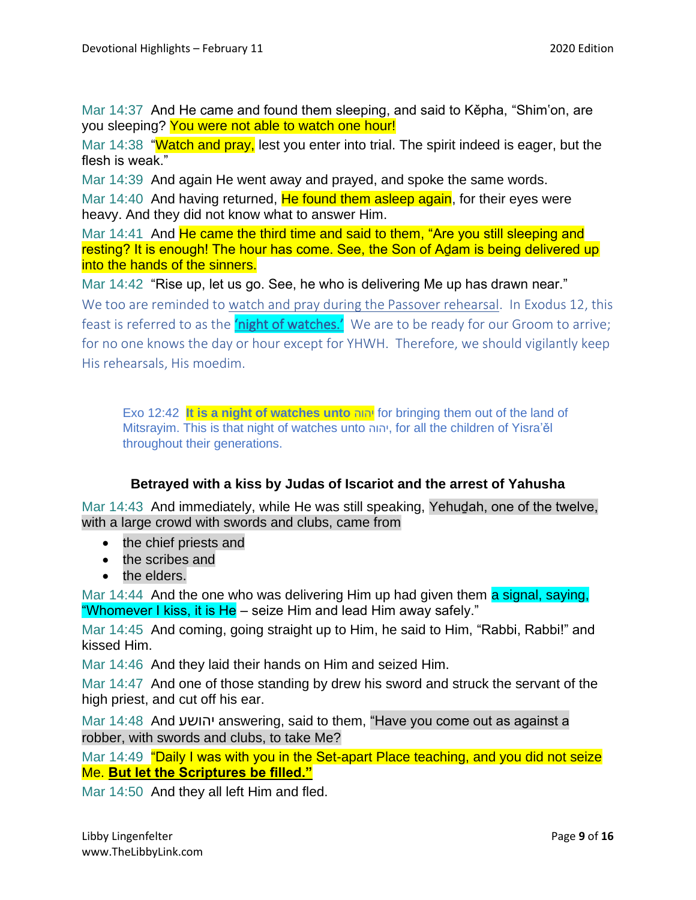Mar 14:37 And He came and found them sleeping, and said to Kěpha, "Shim'on, are you sleeping? You were not able to watch one hour!

Mar 14:38 "Watch and pray, lest you enter into trial. The spirit indeed is eager, but the flesh is weak."

Mar 14:39 And again He went away and prayed, and spoke the same words.

Mar 14:40 And having returned, He found them asleep again, for their eyes were heavy. And they did not know what to answer Him.

Mar 14:41 And He came the third time and said to them, "Are you still sleeping and resting? It is enough! The hour has come. See, the Son of Aḏam is being delivered up into the hands of the sinners.

Mar 14:42 "Rise up, let us go. See, he who is delivering Me up has drawn near."

We too are reminded to watch and pray during the Passover rehearsal. In Exodus 12, this feast is referred to as the **'night of watches.'** We are to be ready for our Groom to arrive; for no one knows the day or hour except for YHWH. Therefore, we should vigilantly keep His rehearsals, His moedim.

> Exo 12:42 **It is a night of watches unto יהוה** for bringing them out of the land of Mitsrayim. This is that night of watches unto יהוה, for all the children of Yisra'ěl throughout their generations.

### Betrayed with a kiss by Judas of Iscariot and the arrest of Yahusha

Mar 14:43 And immediately, while He was still speaking, Yehuḏah, one of the twelve, with a large crowd with swords and clubs, came from

- the chief priests and
- the scribes and
- the elders.

Mar 14:44 And the one who was delivering Him up had given them a signal, saying, "Whomever I kiss, it is He – seize Him and lead Him away safely."

Mar 14:45 And coming, going straight up to Him, he said to Him, "Rabbi, Rabbi!" and kissed Him.

Mar 14:46 And they laid their hands on Him and seized Him.

Mar 14:47 And one of those standing by drew his sword and struck the servant of the high priest, and cut off his ear.

Mar 14:48 And יהושע answering, said to them, "Have you come out as against a robber, with swords and clubs, to take Me?

Mar 14:49 "Daily I was with you in the Set-apart Place teaching, and you did not seize Me. **But let the Scriptures be filled."**

Mar 14:50 And they all left Him and fled.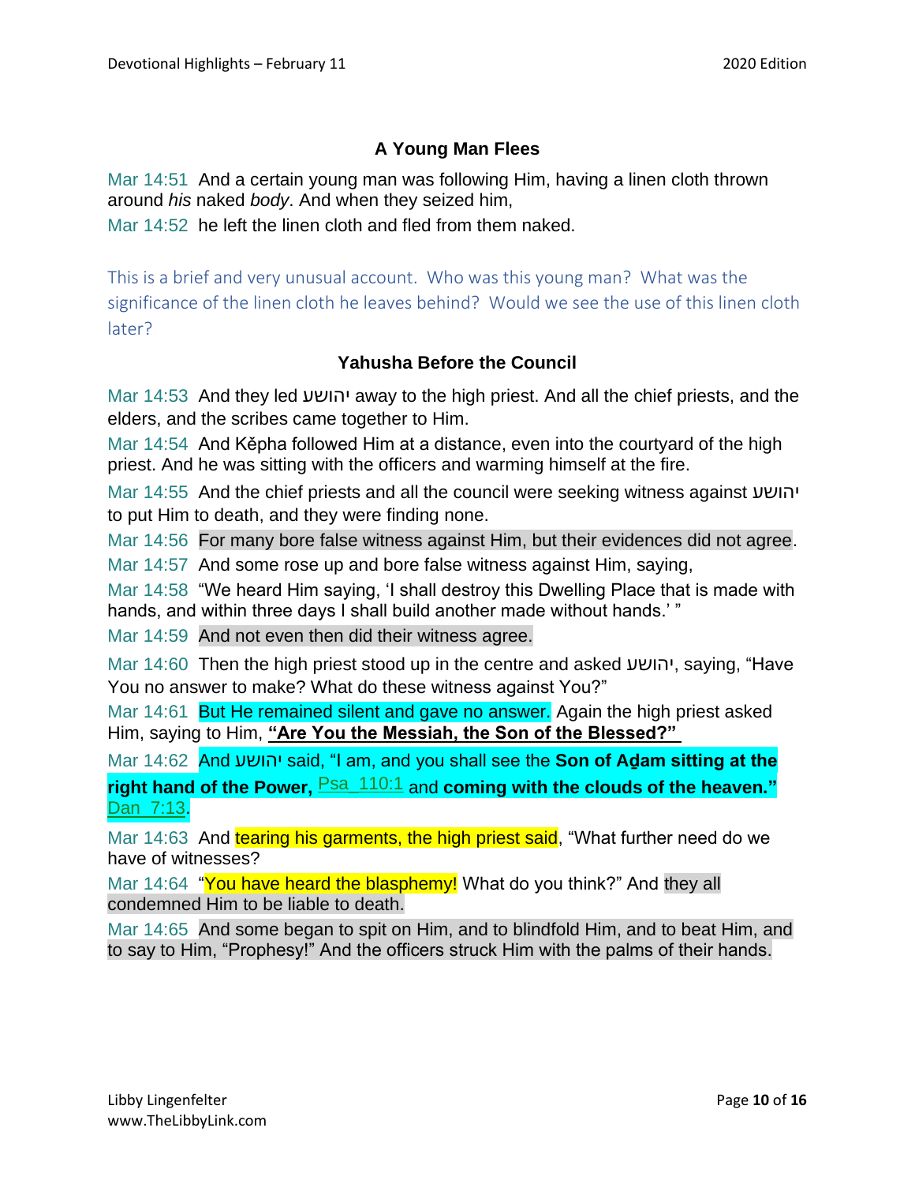### A Young Man Flees

Mar 14:51 And a certain young man was following Him, having a linen cloth thrown around *his* naked *body*. And when they seized him,

Mar 14:52 he left the linen cloth and fled from them naked.

This is a brief and very unusual account. Who was this young man? What was the significance of the linen cloth he leaves behind? Would we see the use of this linen cloth later?

### Yahusha Before the Council

Mar 14:53 And they led יהושע away to the high priest. And all the chief priests, and the elders, and the scribes came together to Him.

Mar 14:54 And Kěpha followed Him at a distance, even into the courtyard of the high priest. And he was sitting with the officers and warming himself at the fire.

Mar 14:55 And the chief priests and all the council were seeking witness against יהושע to put Him to death, and they were finding none.

Mar 14:56 For many bore false witness against Him, but their evidences did not agree.

Mar 14:57 And some rose up and bore false witness against Him, saying,

Mar 14:58 "We heard Him saying, 'I shall destroy this Dwelling Place that is made with hands, and within three days I shall build another made without hands.' "

Mar 14:59 And not even then did their witness agree.

Mar 14:60 Then the high priest stood up in the centre and asked יהושע, saying, "Have You no answer to make? What do these witness against You?"

Mar 14:61 But He remained silent and gave no answer. Again the high priest asked Him, saying to Him, **"Are You the Messiah, the Son of the Blessed?"**

Mar 14:62 And יהושע said, "I am, and you shall see the **Son of Aḏam sitting at the right hand of the Power,** Psa_110:1 and **coming with the clouds of the heaven."** Dan_7:13.

Mar 14:63 And tearing his garments, the high priest said, "What further need do we have of witnesses?

Mar 14:64 "You have heard the blasphemy! What do you think?" And they all condemned Him to be liable to death.

Mar 14:65 And some began to spit on Him, and to blindfold Him, and to beat Him, and to say to Him, "Prophesy!" And the officers struck Him with the palms of their hands.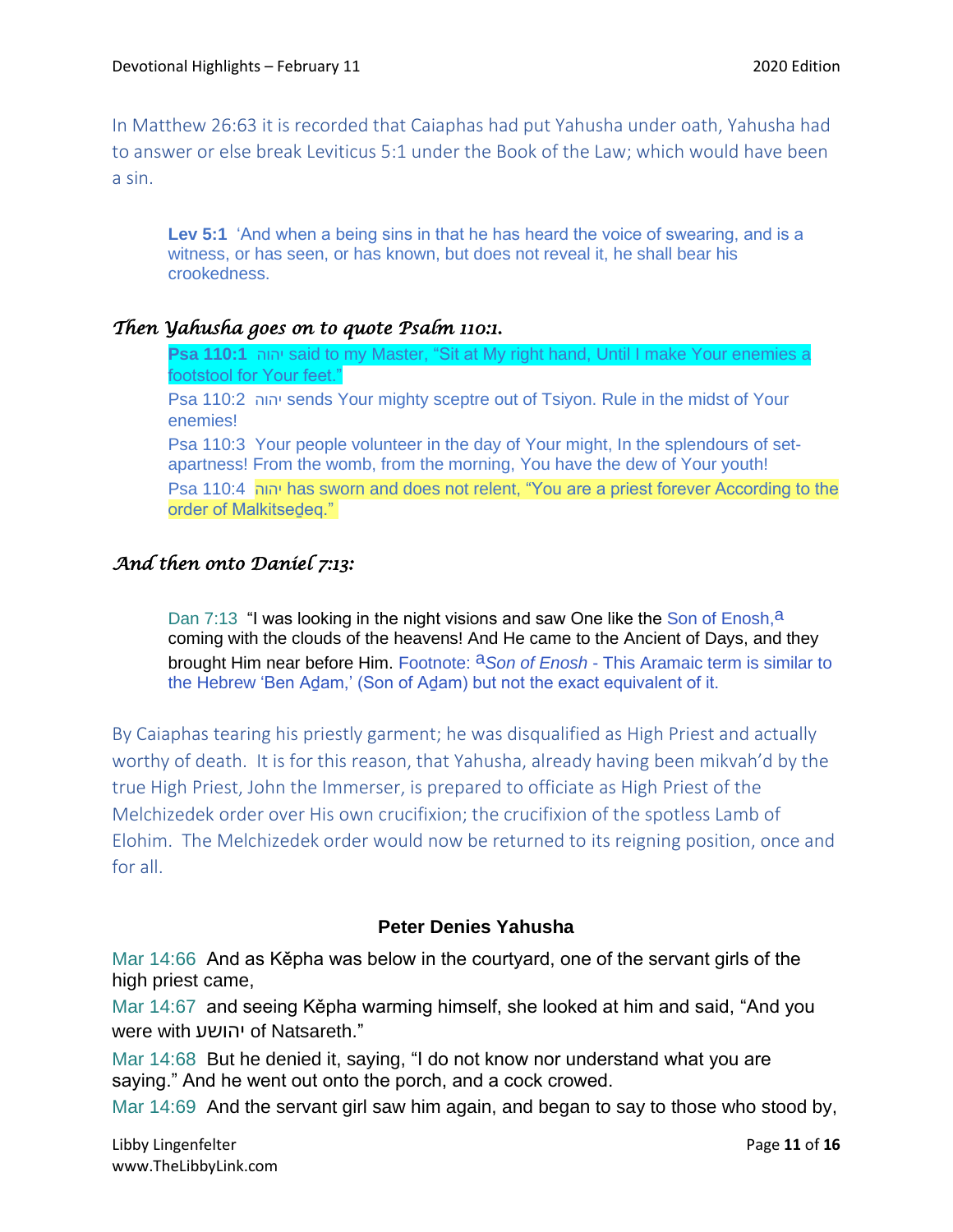In Matthew 26:63 it is recorded that Caiaphas had put Yahusha under oath, Yahusha had to answer or else break Leviticus 5:1 under the Book of the Law; which would have been a sin.

> **Lev 5:1** 'And when a being sins in that he has heard the voice of swearing, and is a witness, or has seen, or has known, but does not reveal it, he shall bear his crookedness.

### *Then Yahusha goes on to quote Psalm 110:1.*

> **Psa 110:1** יהוה said to my Master, "Sit at My right hand, Until I make Your enemies a footstool for Your feet."
>
> Psa 110:2 יהוה sends Your mighty sceptre out of Tsiyon. Rule in the midst of Your enemies!
>
> Psa 110:3 Your people volunteer in the day of Your might, In the splendours of set-apartness! From the womb, from the morning, You have the dew of Your youth!
>
> Psa 110:4 יהוה has sworn and does not relent, "You are a priest forever According to the order of Malkitseḏeq."

### *And then onto Daniel 7:13:*

> Dan 7:13 "I was looking in the night visions and saw One like the Son of Enosh,[a] coming with the clouds of the heavens! And He came to the Ancient of Days, and they brought Him near before Him. Footnote: [a]*Son of Enosh* - This Aramaic term is similar to the Hebrew 'Ben Aḏam,' (Son of Aḏam) but not the exact equivalent of it.

By Caiaphas tearing his priestly garment; he was disqualified as High Priest and actually worthy of death. It is for this reason, that Yahusha, already having been mikvah'd by the true High Priest, John the Immerser, is prepared to officiate as High Priest of the Melchizedek order over His own crucifixion; the crucifixion of the spotless Lamb of Elohim. The Melchizedek order would now be returned to its reigning position, once and for all.

### Peter Denies Yahusha

Mar 14:66 And as Kěpha was below in the courtyard, one of the servant girls of the high priest came,

Mar 14:67 and seeing Kěpha warming himself, she looked at him and said, "And you were with יהושע of Natsareth."

Mar 14:68 But he denied it, saying, "I do not know nor understand what you are saying." And he went out onto the porch, and a cock crowed.

Mar 14:69 And the servant girl saw him again, and began to say to those who stood by,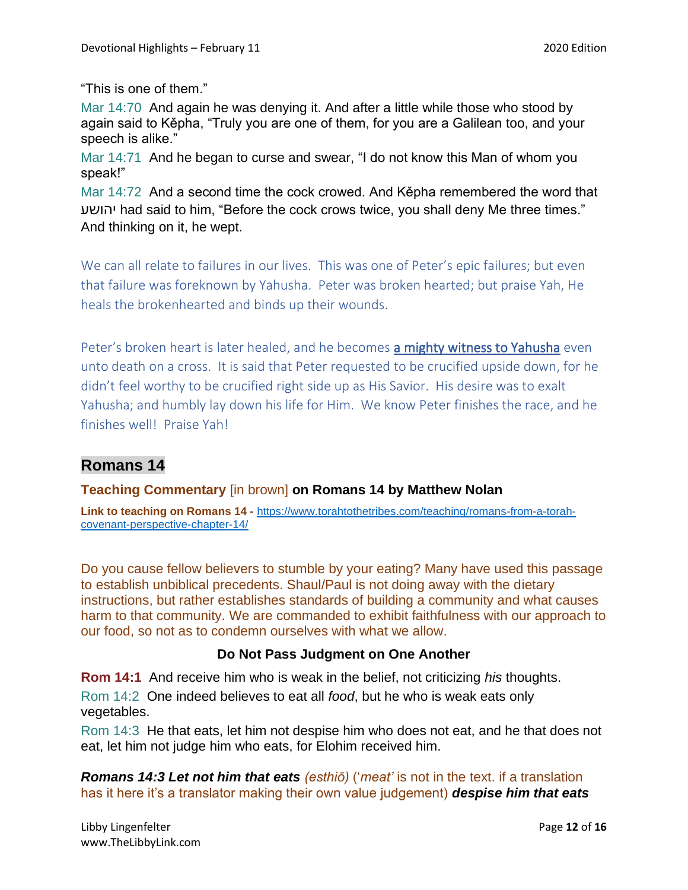"This is one of them."

Mar 14:70 And again he was denying it. And after a little while those who stood by again said to Kěpha, "Truly you are one of them, for you are a Galilean too, and your speech is alike."

Mar 14:71 And he began to curse and swear, "I do not know this Man of whom you speak!"

Mar 14:72 And a second time the cock crowed. And Kěpha remembered the word that יהושע had said to him, "Before the cock crows twice, you shall deny Me three times." And thinking on it, he wept.

We can all relate to failures in our lives. This was one of Peter's epic failures; but even that failure was foreknown by Yahusha. Peter was broken hearted; but praise Yah, He heals the brokenhearted and binds up their wounds.

Peter's broken heart is later healed, and he becomes a mighty witness to Yahusha even unto death on a cross. It is said that Peter requested to be crucified upside down, for he didn't feel worthy to be crucified right side up as His Savior. His desire was to exalt Yahusha; and humbly lay down his life for Him. We know Peter finishes the race, and he finishes well! Praise Yah!

## Romans 14

### Teaching Commentary [in brown] on Romans 14 by Matthew Nolan

**Link to teaching on Romans 14 -** https://www.torahtothetribes.com/teaching/romans-from-a-torah-covenant-perspective-chapter-14/

Do you cause fellow believers to stumble by your eating? Many have used this passage to establish unbiblical precedents. Shaul/Paul is not doing away with the dietary instructions, but rather establishes standards of building a community and what causes harm to that community. We are commanded to exhibit faithfulness with our approach to our food, so not as to condemn ourselves with what we allow.

**Do Not Pass Judgment on One Another**

**Rom 14:1** And receive him who is weak in the belief, not criticizing *his* thoughts.

Rom 14:2 One indeed believes to eat all *food*, but he who is weak eats only vegetables.

Rom 14:3 He that eats, let him not despise him who does not eat, and he that does not eat, let him not judge him who eats, for Elohim received him.

***Romans 14:3 Let not him that eats*** *(esthiō)* ('*meat'* is not in the text. if a translation has it here it's a translator making their own value judgement) ***despise him that eats***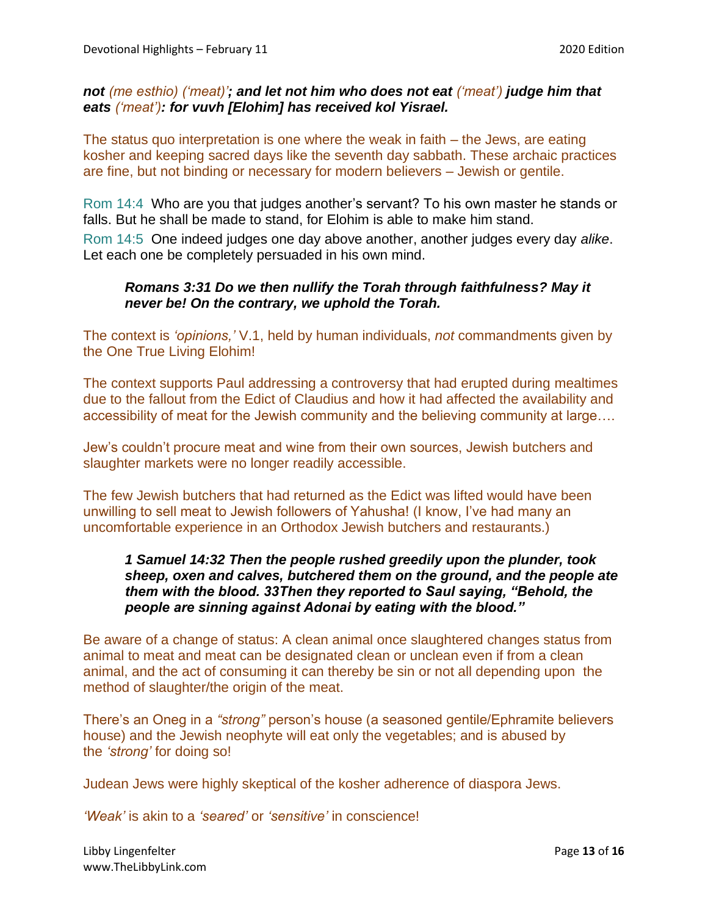***not** (me esthio) ('meat')**; and let not him who does not eat** ('meat') **judge him that eats** ('meat')**: for vuvh [Elohim] has received kol Yisrael.***

The status quo interpretation is one where the weak in faith – the Jews, are eating kosher and keeping sacred days like the seventh day sabbath. These archaic practices are fine, but not binding or necessary for modern believers – Jewish or gentile.

Rom 14:4 Who are you that judges another's servant? To his own master he stands or falls. But he shall be made to stand, for Elohim is able to make him stand.

Rom 14:5 One indeed judges one day above another, another judges every day *alike*. Let each one be completely persuaded in his own mind.

> ***Romans 3:31 Do we then nullify the Torah through faithfulness? May it never be! On the contrary, we uphold the Torah.***

The context is *'opinions,'* V.1, held by human individuals, *not* commandments given by the One True Living Elohim!

The context supports Paul addressing a controversy that had erupted during mealtimes due to the fallout from the Edict of Claudius and how it had affected the availability and accessibility of meat for the Jewish community and the believing community at large….

Jew's couldn't procure meat and wine from their own sources, Jewish butchers and slaughter markets were no longer readily accessible.

The few Jewish butchers that had returned as the Edict was lifted would have been unwilling to sell meat to Jewish followers of Yahusha! (I know, I've had many an uncomfortable experience in an Orthodox Jewish butchers and restaurants.)

> ***1 Samuel 14:32 Then the people rushed greedily upon the plunder, took sheep, oxen and calves, butchered them on the ground, and the people ate them with the blood. 33Then they reported to Saul saying, "Behold, the people are sinning against Adonai by eating with the blood."***

Be aware of a change of status: A clean animal once slaughtered changes status from animal to meat and meat can be designated clean or unclean even if from a clean animal, and the act of consuming it can thereby be sin or not all depending upon the method of slaughter/the origin of the meat.

There's an Oneg in a *"strong"* person's house (a seasoned gentile/Ephramite believers house) and the Jewish neophyte will eat only the vegetables; and is abused by the *'strong'* for doing so!

Judean Jews were highly skeptical of the kosher adherence of diaspora Jews.

*'Weak'* is akin to a *'seared'* or *'sensitive'* in conscience!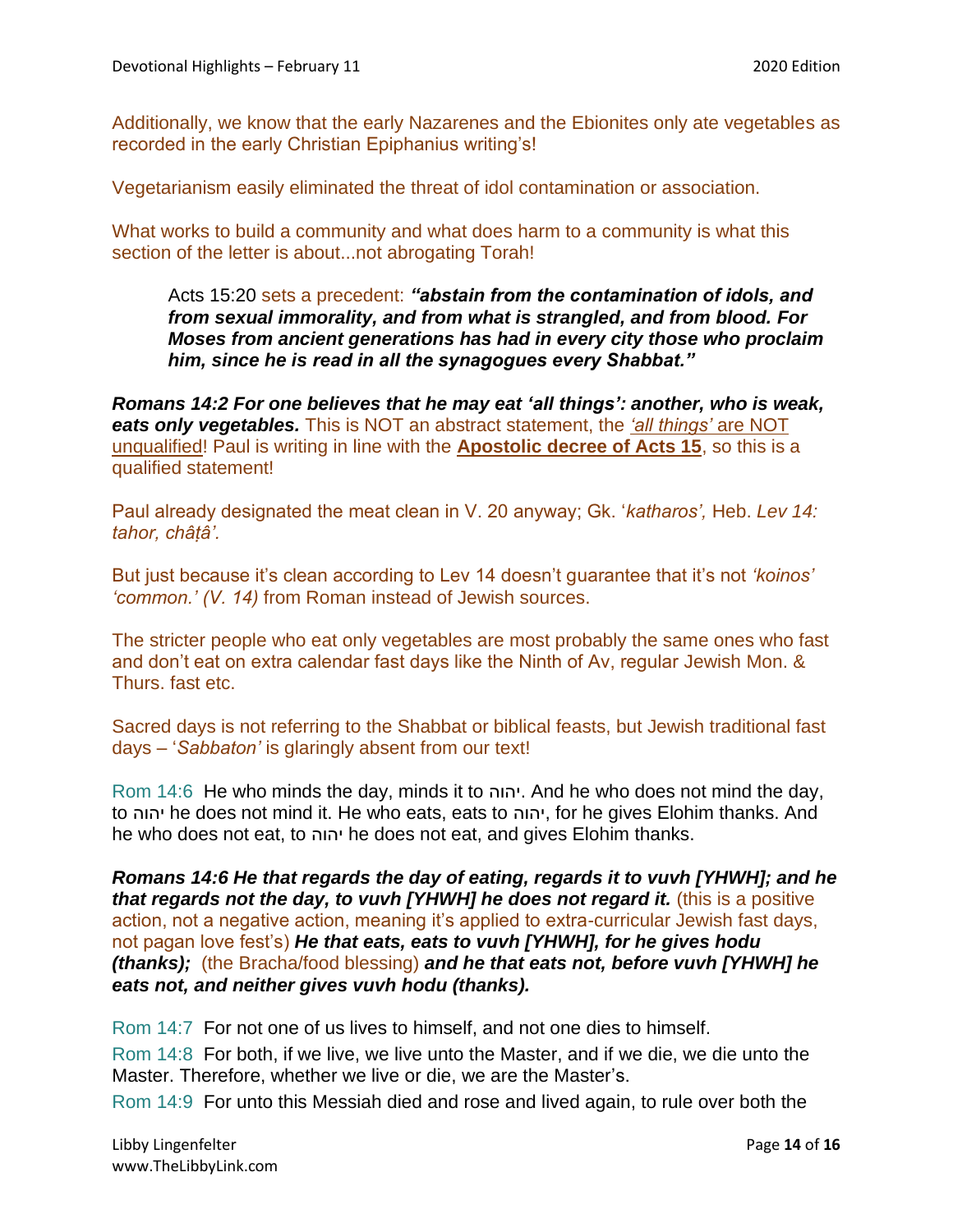Additionally, we know that the early Nazarenes and the Ebionites only ate vegetables as recorded in the early Christian Epiphanius writing's!

Vegetarianism easily eliminated the threat of idol contamination or association.

What works to build a community and what does harm to a community is what this section of the letter is about...not abrogating Torah!

> Acts 15:20 sets a precedent: ***"abstain from the contamination of idols, and from sexual immorality, and from what is strangled, and from blood. For Moses from ancient generations has had in every city those who proclaim him, since he is read in all the synagogues every Shabbat."***

***Romans 14:2 For one believes that he may eat 'all things': another, who is weak, eats only vegetables.*** This is NOT an abstract statement, the *'all things'* are NOT unqualified! Paul is writing in line with the **Apostolic decree of Acts 15**, so this is a qualified statement!

Paul already designated the meat clean in V. 20 anyway; Gk. '*katharos',* Heb. *Lev 14: tahor, châṭâ'.*

But just because it's clean according to Lev 14 doesn't guarantee that it's not *'koinos' 'common.' (V. 14)* from Roman instead of Jewish sources.

The stricter people who eat only vegetables are most probably the same ones who fast and don't eat on extra calendar fast days like the Ninth of Av, regular Jewish Mon. & Thurs. fast etc.

Sacred days is not referring to the Shabbat or biblical feasts, but Jewish traditional fast days – '*Sabbaton'* is glaringly absent from our text!

Rom 14:6 He who minds the day, minds it to יהוה. And he who does not mind the day, to יהוה he does not mind it. He who eats, eats to יהוה, for he gives Elohim thanks. And he who does not eat, to יהוה he does not eat, and gives Elohim thanks.

***Romans 14:6 He that regards the day of eating, regards it to vuvh [YHWH]; and he that regards not the day, to vuvh [YHWH] he does not regard it.*** (this is a positive action, not a negative action, meaning it's applied to extra-curricular Jewish fast days, not pagan love fest's) ***He that eats, eats to vuvh [YHWH], for he gives hodu (thanks);*** (the Bracha/food blessing) ***and he that eats not, before vuvh [YHWH] he eats not, and neither gives vuvh hodu (thanks).***

Rom 14:7 For not one of us lives to himself, and not one dies to himself.

Rom 14:8 For both, if we live, we live unto the Master, and if we die, we die unto the Master. Therefore, whether we live or die, we are the Master's.

Rom 14:9 For unto this Messiah died and rose and lived again, to rule over both the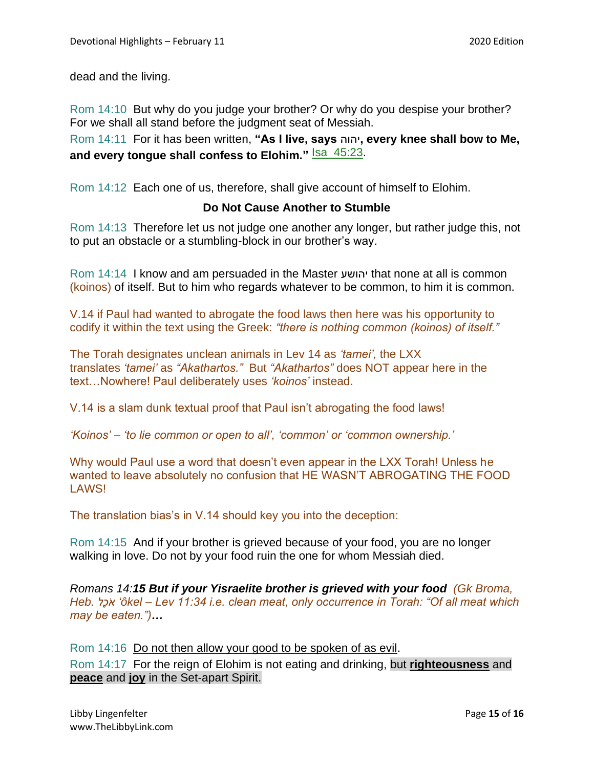dead and the living.

Rom 14:10 But why do you judge your brother? Or why do you despise your brother? For we shall all stand before the judgment seat of Messiah.

Rom 14:11 For it has been written, **"As I live, says יהוה, every knee shall bow to Me, and every tongue shall confess to Elohim."** Isa 45:23.

Rom 14:12 Each one of us, therefore, shall give account of himself to Elohim.

**Do Not Cause Another to Stumble**

Rom 14:13 Therefore let us not judge one another any longer, but rather judge this, not to put an obstacle or a stumbling-block in our brother's way.

Rom 14:14 I know and am persuaded in the Master יהושע that none at all is common (koinos) of itself. But to him who regards whatever to be common, to him it is common.

V.14 if Paul had wanted to abrogate the food laws then here was his opportunity to codify it within the text using the Greek: *"there is nothing common (koinos) of itself."*

The Torah designates unclean animals in Lev 14 as *'tamei',* the LXX translates *'tamei'* as *"Akathartos."* But *"Akathartos"* does NOT appear here in the text…Nowhere! Paul deliberately uses *'koinos'* instead.

V.14 is a slam dunk textual proof that Paul isn't abrogating the food laws!

*'Koinos' – 'to lie common or open to all', 'common' or 'common ownership.'*

Why would Paul use a word that doesn't even appear in the LXX Torah! Unless he wanted to leave absolutely no confusion that HE WASN'T ABROGATING THE FOOD LAWS!

The translation bias's in V.14 should key you into the deception:

Rom 14:15 And if your brother is grieved because of your food, you are no longer walking in love. Do not by your food ruin the one for whom Messiah died.

*Romans 14:**15 But if your Yisraelite brother is grieved with your food** (Gk Broma, Heb. אֹכֶל 'ôkel – Lev 11:34 i.e. clean meat, only occurrence in Torah: "Of all meat which may be eaten.")**…***

Rom 14:16 Do not then allow your good to be spoken of as evil.

Rom 14:17 For the reign of Elohim is not eating and drinking, but **righteousness** and **peace** and **joy** in the Set-apart Spirit.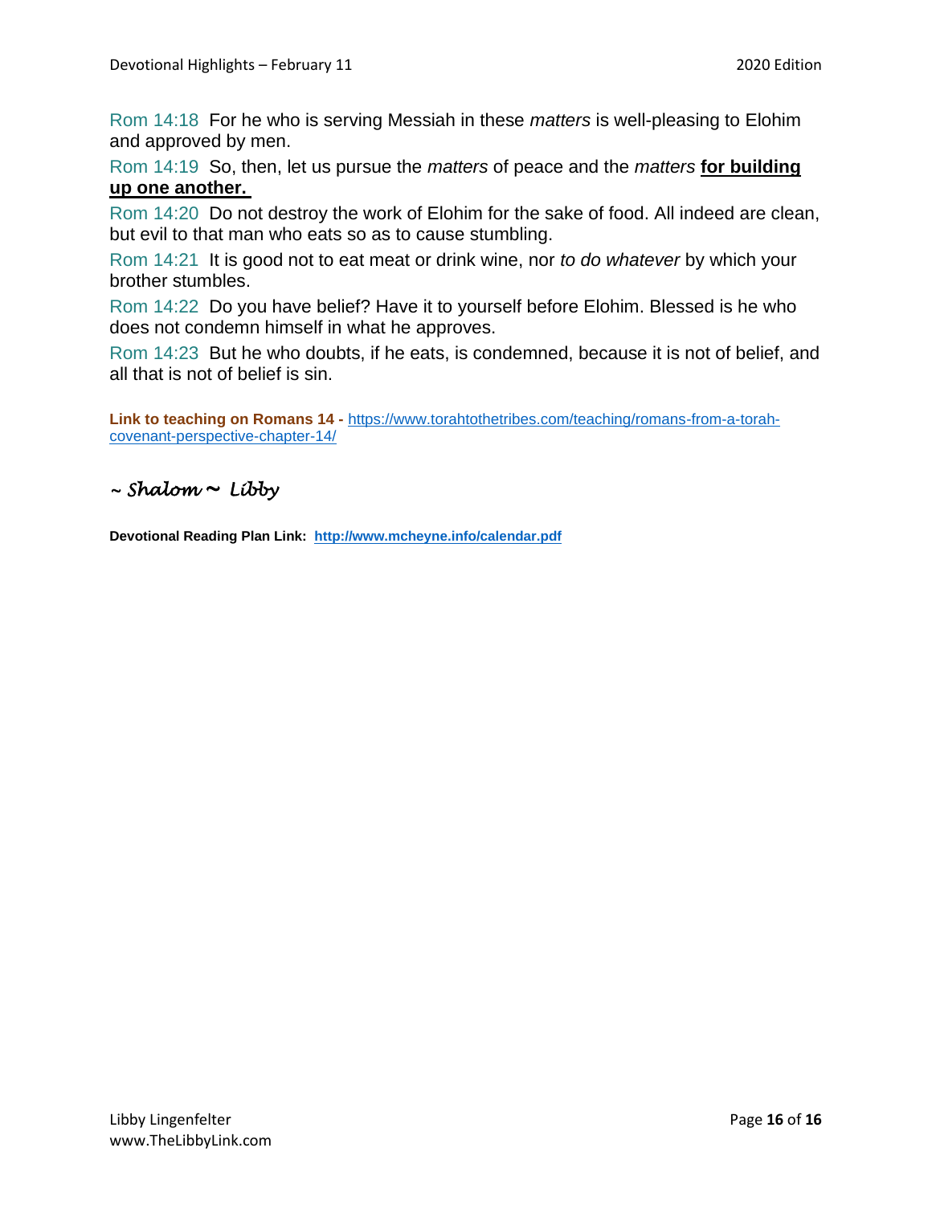Rom 14:18 For he who is serving Messiah in these *matters* is well-pleasing to Elohim and approved by men.

Rom 14:19 So, then, let us pursue the *matters* of peace and the *matters* **for building up one another.**

Rom 14:20 Do not destroy the work of Elohim for the sake of food. All indeed are clean, but evil to that man who eats so as to cause stumbling.

Rom 14:21 It is good not to eat meat or drink wine, nor *to do whatever* by which your brother stumbles.

Rom 14:22 Do you have belief? Have it to yourself before Elohim. Blessed is he who does not condemn himself in what he approves.

Rom 14:23 But he who doubts, if he eats, is condemned, because it is not of belief, and all that is not of belief is sin.

**Link to teaching on Romans 14 -** https://www.torahtothetribes.com/teaching/romans-from-a-torah-covenant-perspective-chapter-14/

*~ Shalom ~ Libby*

**Devotional Reading Plan Link: http://www.mcheyne.info/calendar.pdf**